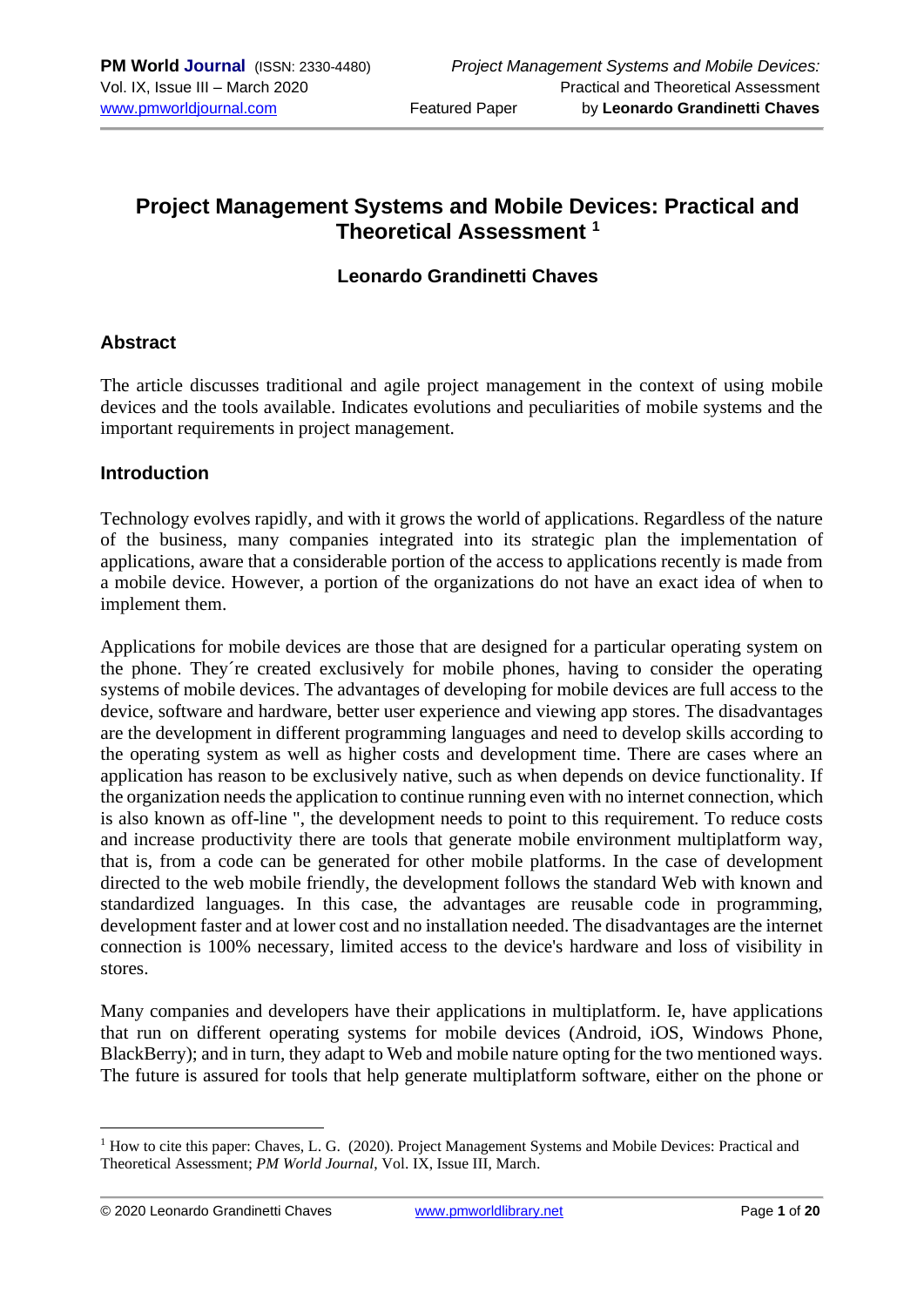# Project Management Systems and Mobile Devices: Practical and Theoretical Assessment [1]

**Leonardo Grandinetti Chaves**

## Abstract

The article discusses traditional and agile project management in the context of using mobile devices and the tools available. Indicates evolutions and peculiarities of mobile systems and the important requirements in project management.

## Introduction

Technology evolves rapidly, and with it grows the world of applications. Regardless of the nature of the business, many companies integrated into its strategic plan the implementation of applications, aware that a considerable portion of the access to applications recently is made from a mobile device. However, a portion of the organizations do not have an exact idea of when to implement them.

Applications for mobile devices are those that are designed for a particular operating system on the phone. They´re created exclusively for mobile phones, having to consider the operating systems of mobile devices. The advantages of developing for mobile devices are full access to the device, software and hardware, better user experience and viewing app stores. The disadvantages are the development in different programming languages and need to develop skills according to the operating system as well as higher costs and development time. There are cases where an application has reason to be exclusively native, such as when depends on device functionality. If the organization needs the application to continue running even with no internet connection, which is also known as off-line ", the development needs to point to this requirement. To reduce costs and increase productivity there are tools that generate mobile environment multiplatform way, that is, from a code can be generated for other mobile platforms. In the case of development directed to the web mobile friendly, the development follows the standard Web with known and standardized languages. In this case, the advantages are reusable code in programming, development faster and at lower cost and no installation needed. The disadvantages are the internet connection is 100% necessary, limited access to the device's hardware and loss of visibility in stores.

Many companies and developers have their applications in multiplatform. Ie, have applications that run on different operating systems for mobile devices (Android, iOS, Windows Phone, BlackBerry); and in turn, they adapt to Web and mobile nature opting for the two mentioned ways. The future is assured for tools that help generate multiplatform software, either on the phone or

---

[1] How to cite this paper: Chaves, L. G. (2020). Project Management Systems and Mobile Devices: Practical and Theoretical Assessment; *PM World Journal*, Vol. IX, Issue III, March.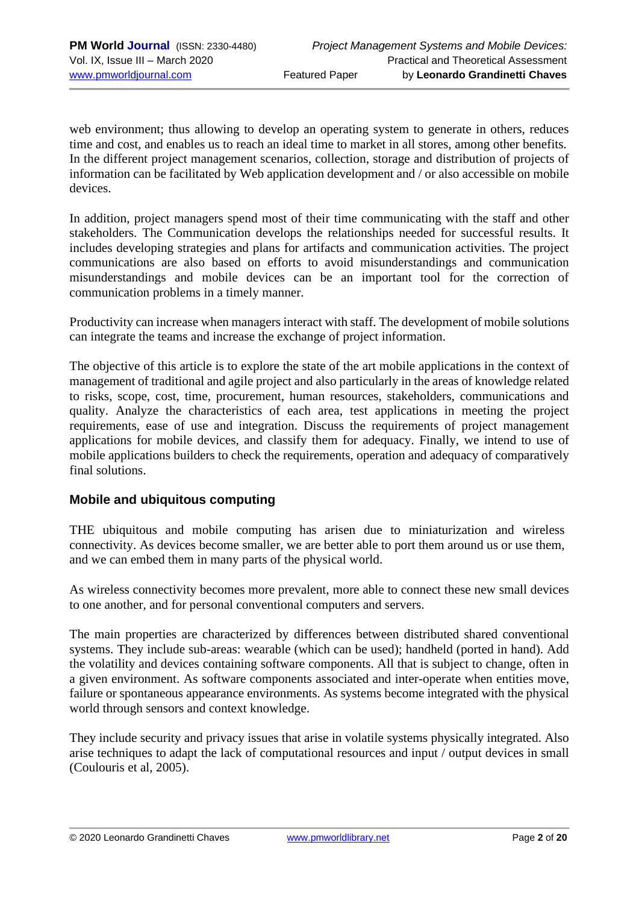web environment; thus allowing to develop an operating system to generate in others, reduces time and cost, and enables us to reach an ideal time to market in all stores, among other benefits. In the different project management scenarios, collection, storage and distribution of projects of information can be facilitated by Web application development and / or also accessible on mobile devices.

In addition, project managers spend most of their time communicating with the staff and other stakeholders. The Communication develops the relationships needed for successful results. It includes developing strategies and plans for artifacts and communication activities. The project communications are also based on efforts to avoid misunderstandings and communication misunderstandings and mobile devices can be an important tool for the correction of communication problems in a timely manner.

Productivity can increase when managers interact with staff. The development of mobile solutions can integrate the teams and increase the exchange of project information.

The objective of this article is to explore the state of the art mobile applications in the context of management of traditional and agile project and also particularly in the areas of knowledge related to risks, scope, cost, time, procurement, human resources, stakeholders, communications and quality. Analyze the characteristics of each area, test applications in meeting the project requirements, ease of use and integration. Discuss the requirements of project management applications for mobile devices, and classify them for adequacy. Finally, we intend to use of mobile applications builders to check the requirements, operation and adequacy of comparatively final solutions.

## Mobile and ubiquitous computing

THE ubiquitous and mobile computing has arisen due to miniaturization and wireless connectivity. As devices become smaller, we are better able to port them around us or use them, and we can embed them in many parts of the physical world.

As wireless connectivity becomes more prevalent, more able to connect these new small devices to one another, and for personal conventional computers and servers.

The main properties are characterized by differences between distributed shared conventional systems. They include sub-areas: wearable (which can be used); handheld (ported in hand). Add the volatility and devices containing software components. All that is subject to change, often in a given environment. As software components associated and inter-operate when entities move, failure or spontaneous appearance environments. As systems become integrated with the physical world through sensors and context knowledge.

They include security and privacy issues that arise in volatile systems physically integrated. Also arise techniques to adapt the lack of computational resources and input / output devices in small (Coulouris et al, 2005).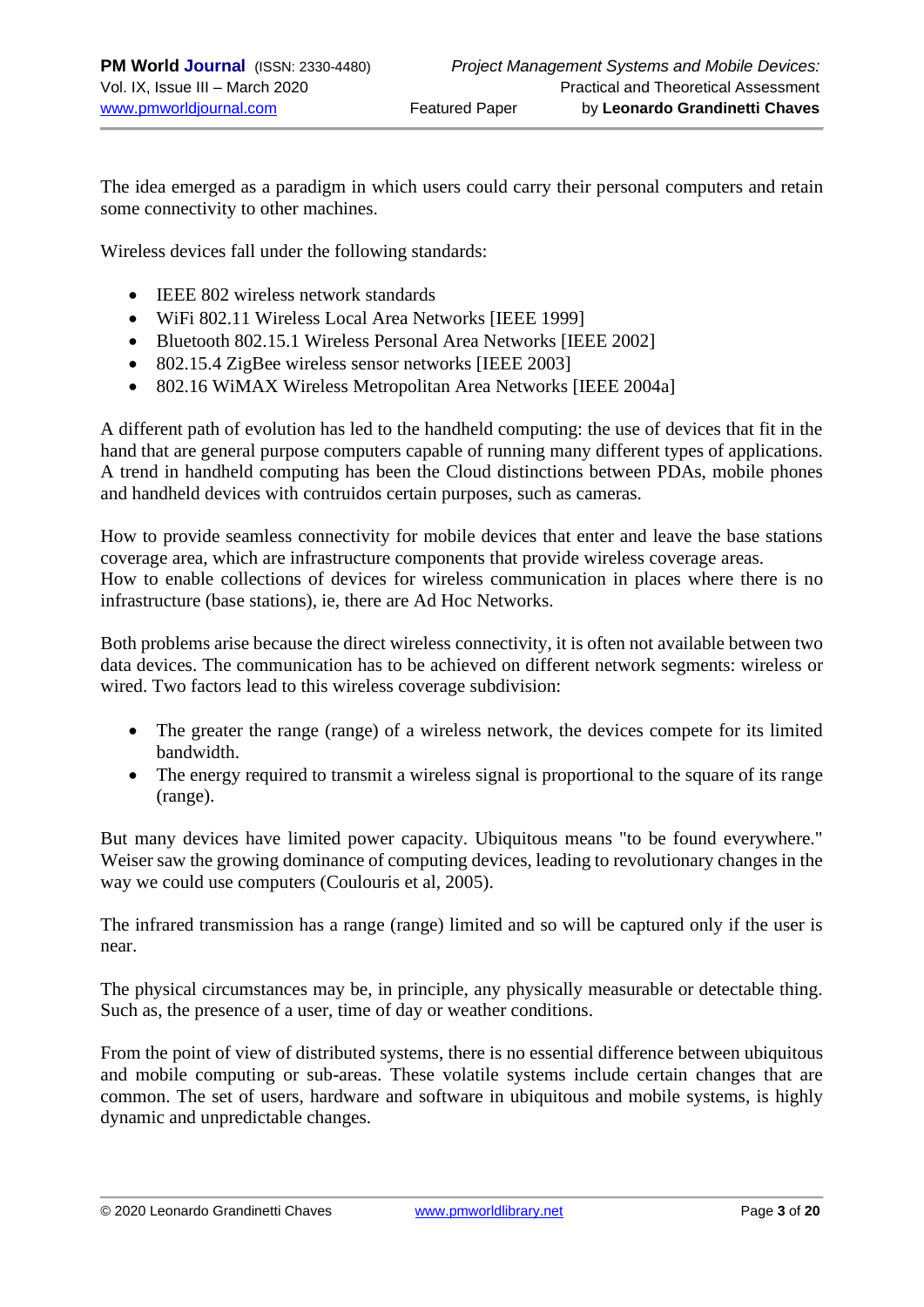The idea emerged as a paradigm in which users could carry their personal computers and retain some connectivity to other machines.

Wireless devices fall under the following standards:

- IEEE 802 wireless network standards
- WiFi 802.11 Wireless Local Area Networks [IEEE 1999]
- Bluetooth 802.15.1 Wireless Personal Area Networks [IEEE 2002]
- 802.15.4 ZigBee wireless sensor networks [IEEE 2003]
- 802.16 WiMAX Wireless Metropolitan Area Networks [IEEE 2004a]

A different path of evolution has led to the handheld computing: the use of devices that fit in the hand that are general purpose computers capable of running many different types of applications. A trend in handheld computing has been the Cloud distinctions between PDAs, mobile phones and handheld devices with contruidos certain purposes, such as cameras.

How to provide seamless connectivity for mobile devices that enter and leave the base stations coverage area, which are infrastructure components that provide wireless coverage areas.
How to enable collections of devices for wireless communication in places where there is no infrastructure (base stations), ie, there are Ad Hoc Networks.

Both problems arise because the direct wireless connectivity, it is often not available between two data devices. The communication has to be achieved on different network segments: wireless or wired. Two factors lead to this wireless coverage subdivision:

- The greater the range (range) of a wireless network, the devices compete for its limited bandwidth.
- The energy required to transmit a wireless signal is proportional to the square of its range (range).

But many devices have limited power capacity. Ubiquitous means "to be found everywhere." Weiser saw the growing dominance of computing devices, leading to revolutionary changes in the way we could use computers (Coulouris et al, 2005).

The infrared transmission has a range (range) limited and so will be captured only if the user is near.

The physical circumstances may be, in principle, any physically measurable or detectable thing. Such as, the presence of a user, time of day or weather conditions.

From the point of view of distributed systems, there is no essential difference between ubiquitous and mobile computing or sub-areas. These volatile systems include certain changes that are common. The set of users, hardware and software in ubiquitous and mobile systems, is highly dynamic and unpredictable changes.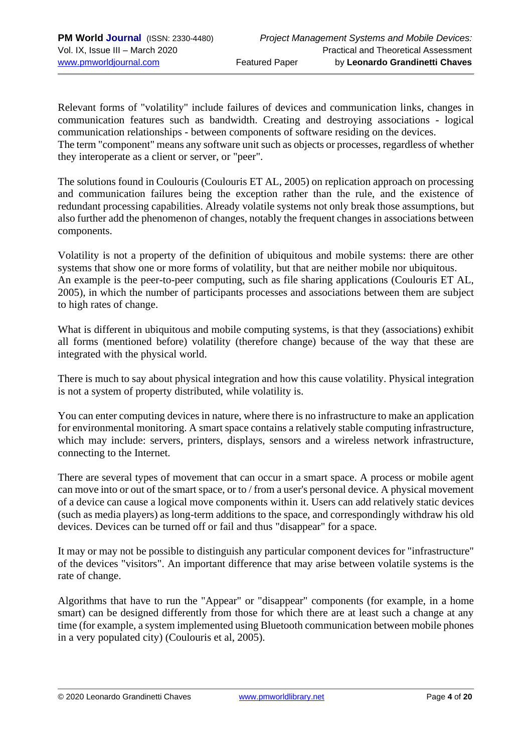Relevant forms of "volatility" include failures of devices and communication links, changes in communication features such as bandwidth. Creating and destroying associations - logical communication relationships - between components of software residing on the devices.
The term "component" means any software unit such as objects or processes, regardless of whether they interoperate as a client or server, or "peer".

The solutions found in Coulouris (Coulouris ET AL, 2005) on replication approach on processing and communication failures being the exception rather than the rule, and the existence of redundant processing capabilities. Already volatile systems not only break those assumptions, but also further add the phenomenon of changes, notably the frequent changes in associations between components.

Volatility is not a property of the definition of ubiquitous and mobile systems: there are other systems that show one or more forms of volatility, but that are neither mobile nor ubiquitous.
An example is the peer-to-peer computing, such as file sharing applications (Coulouris ET AL, 2005), in which the number of participants processes and associations between them are subject to high rates of change.

What is different in ubiquitous and mobile computing systems, is that they (associations) exhibit all forms (mentioned before) volatility (therefore change) because of the way that these are integrated with the physical world.

There is much to say about physical integration and how this cause volatility. Physical integration is not a system of property distributed, while volatility is.

You can enter computing devices in nature, where there is no infrastructure to make an application for environmental monitoring. A smart space contains a relatively stable computing infrastructure, which may include: servers, printers, displays, sensors and a wireless network infrastructure, connecting to the Internet.

There are several types of movement that can occur in a smart space. A process or mobile agent can move into or out of the smart space, or to / from a user's personal device. A physical movement of a device can cause a logical move components within it. Users can add relatively static devices (such as media players) as long-term additions to the space, and correspondingly withdraw his old devices. Devices can be turned off or fail and thus "disappear" for a space.

It may or may not be possible to distinguish any particular component devices for "infrastructure" of the devices "visitors". An important difference that may arise between volatile systems is the rate of change.

Algorithms that have to run the "Appear" or "disappear" components (for example, in a home smart) can be designed differently from those for which there are at least such a change at any time (for example, a system implemented using Bluetooth communication between mobile phones in a very populated city) (Coulouris et al, 2005).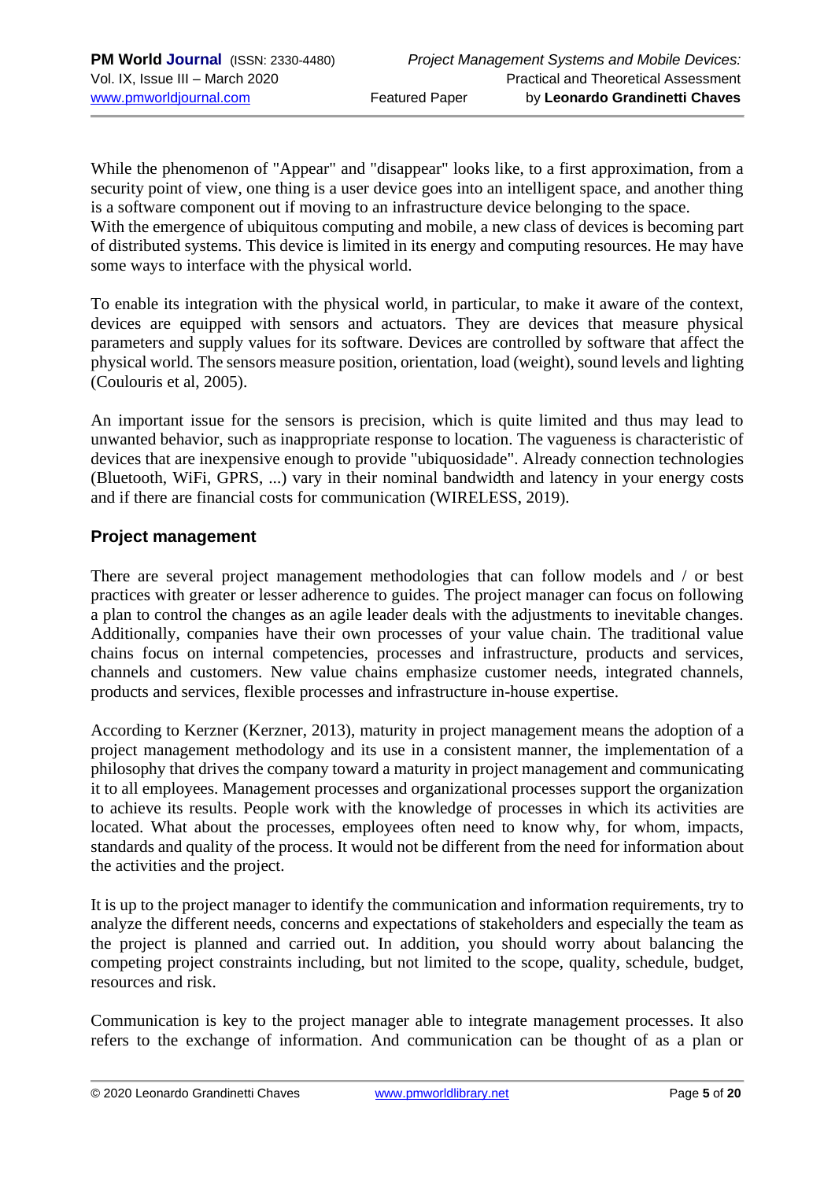While the phenomenon of "Appear" and "disappear" looks like, to a first approximation, from a security point of view, one thing is a user device goes into an intelligent space, and another thing is a software component out if moving to an infrastructure device belonging to the space.
With the emergence of ubiquitous computing and mobile, a new class of devices is becoming part of distributed systems. This device is limited in its energy and computing resources. He may have some ways to interface with the physical world.

To enable its integration with the physical world, in particular, to make it aware of the context, devices are equipped with sensors and actuators. They are devices that measure physical parameters and supply values for its software. Devices are controlled by software that affect the physical world. The sensors measure position, orientation, load (weight), sound levels and lighting (Coulouris et al, 2005).

An important issue for the sensors is precision, which is quite limited and thus may lead to unwanted behavior, such as inappropriate response to location. The vagueness is characteristic of devices that are inexpensive enough to provide "ubiquosidade". Already connection technologies (Bluetooth, WiFi, GPRS, ...) vary in their nominal bandwidth and latency in your energy costs and if there are financial costs for communication (WIRELESS, 2019).

## Project management

There are several project management methodologies that can follow models and / or best practices with greater or lesser adherence to guides. The project manager can focus on following a plan to control the changes as an agile leader deals with the adjustments to inevitable changes. Additionally, companies have their own processes of your value chain. The traditional value chains focus on internal competencies, processes and infrastructure, products and services, channels and customers. New value chains emphasize customer needs, integrated channels, products and services, flexible processes and infrastructure in-house expertise.

According to Kerzner (Kerzner, 2013), maturity in project management means the adoption of a project management methodology and its use in a consistent manner, the implementation of a philosophy that drives the company toward a maturity in project management and communicating it to all employees. Management processes and organizational processes support the organization to achieve its results. People work with the knowledge of processes in which its activities are located. What about the processes, employees often need to know why, for whom, impacts, standards and quality of the process. It would not be different from the need for information about the activities and the project.

It is up to the project manager to identify the communication and information requirements, try to analyze the different needs, concerns and expectations of stakeholders and especially the team as the project is planned and carried out. In addition, you should worry about balancing the competing project constraints including, but not limited to the scope, quality, schedule, budget, resources and risk.

Communication is key to the project manager able to integrate management processes. It also refers to the exchange of information. And communication can be thought of as a plan or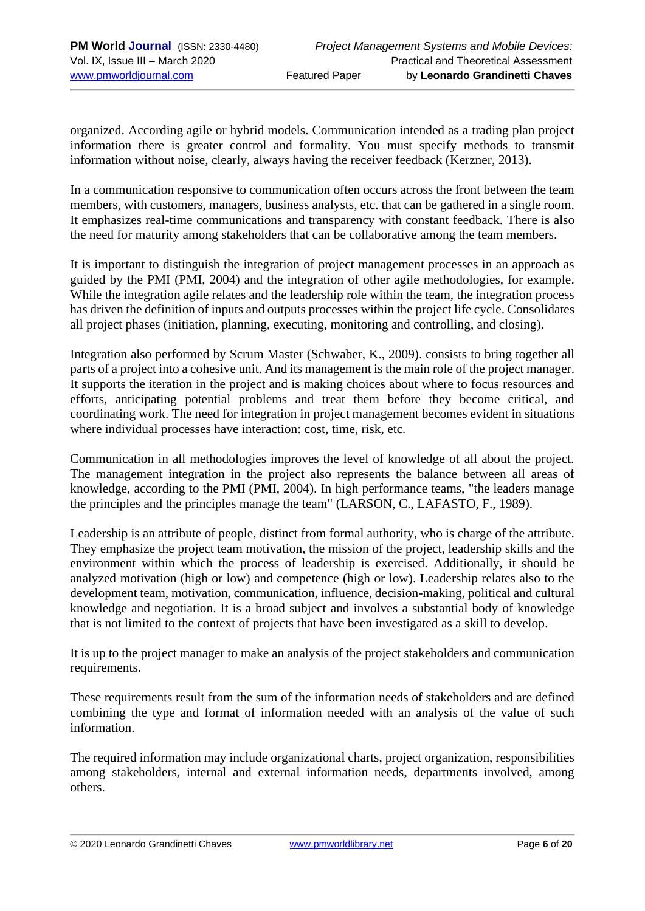organized. According agile or hybrid models. Communication intended as a trading plan project information there is greater control and formality. You must specify methods to transmit information without noise, clearly, always having the receiver feedback (Kerzner, 2013).

In a communication responsive to communication often occurs across the front between the team members, with customers, managers, business analysts, etc. that can be gathered in a single room. It emphasizes real-time communications and transparency with constant feedback. There is also the need for maturity among stakeholders that can be collaborative among the team members.

It is important to distinguish the integration of project management processes in an approach as guided by the PMI (PMI, 2004) and the integration of other agile methodologies, for example. While the integration agile relates and the leadership role within the team, the integration process has driven the definition of inputs and outputs processes within the project life cycle. Consolidates all project phases (initiation, planning, executing, monitoring and controlling, and closing).

Integration also performed by Scrum Master (Schwaber, K., 2009). consists to bring together all parts of a project into a cohesive unit. And its management is the main role of the project manager. It supports the iteration in the project and is making choices about where to focus resources and efforts, anticipating potential problems and treat them before they become critical, and coordinating work. The need for integration in project management becomes evident in situations where individual processes have interaction: cost, time, risk, etc.

Communication in all methodologies improves the level of knowledge of all about the project. The management integration in the project also represents the balance between all areas of knowledge, according to the PMI (PMI, 2004). In high performance teams, "the leaders manage the principles and the principles manage the team" (LARSON, C., LAFASTO, F., 1989).

Leadership is an attribute of people, distinct from formal authority, who is charge of the attribute. They emphasize the project team motivation, the mission of the project, leadership skills and the environment within which the process of leadership is exercised. Additionally, it should be analyzed motivation (high or low) and competence (high or low). Leadership relates also to the development team, motivation, communication, influence, decision-making, political and cultural knowledge and negotiation. It is a broad subject and involves a substantial body of knowledge that is not limited to the context of projects that have been investigated as a skill to develop.

It is up to the project manager to make an analysis of the project stakeholders and communication requirements.

These requirements result from the sum of the information needs of stakeholders and are defined combining the type and format of information needed with an analysis of the value of such information.

The required information may include organizational charts, project organization, responsibilities among stakeholders, internal and external information needs, departments involved, among others.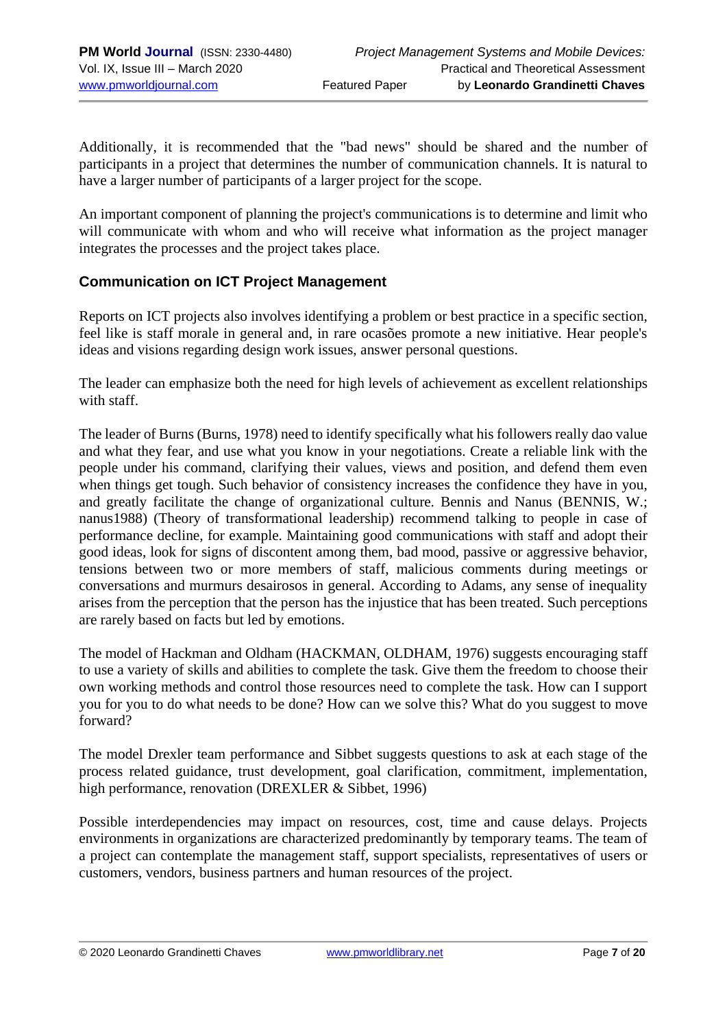Additionally, it is recommended that the "bad news" should be shared and the number of participants in a project that determines the number of communication channels. It is natural to have a larger number of participants of a larger project for the scope.

An important component of planning the project's communications is to determine and limit who will communicate with whom and who will receive what information as the project manager integrates the processes and the project takes place.

## Communication on ICT Project Management

Reports on ICT projects also involves identifying a problem or best practice in a specific section, feel like is staff morale in general and, in rare ocasões promote a new initiative. Hear people's ideas and visions regarding design work issues, answer personal questions.

The leader can emphasize both the need for high levels of achievement as excellent relationships with staff.

The leader of Burns (Burns, 1978) need to identify specifically what his followers really dao value and what they fear, and use what you know in your negotiations. Create a reliable link with the people under his command, clarifying their values, views and position, and defend them even when things get tough. Such behavior of consistency increases the confidence they have in you, and greatly facilitate the change of organizational culture. Bennis and Nanus (BENNIS, W.; nanus1988) (Theory of transformational leadership) recommend talking to people in case of performance decline, for example. Maintaining good communications with staff and adopt their good ideas, look for signs of discontent among them, bad mood, passive or aggressive behavior, tensions between two or more members of staff, malicious comments during meetings or conversations and murmurs desairosos in general. According to Adams, any sense of inequality arises from the perception that the person has the injustice that has been treated. Such perceptions are rarely based on facts but led by emotions.

The model of Hackman and Oldham (HACKMAN, OLDHAM, 1976) suggests encouraging staff to use a variety of skills and abilities to complete the task. Give them the freedom to choose their own working methods and control those resources need to complete the task. How can I support you for you to do what needs to be done? How can we solve this? What do you suggest to move forward?

The model Drexler team performance and Sibbet suggests questions to ask at each stage of the process related guidance, trust development, goal clarification, commitment, implementation, high performance, renovation (DREXLER & Sibbet, 1996)

Possible interdependencies may impact on resources, cost, time and cause delays. Projects environments in organizations are characterized predominantly by temporary teams. The team of a project can contemplate the management staff, support specialists, representatives of users or customers, vendors, business partners and human resources of the project.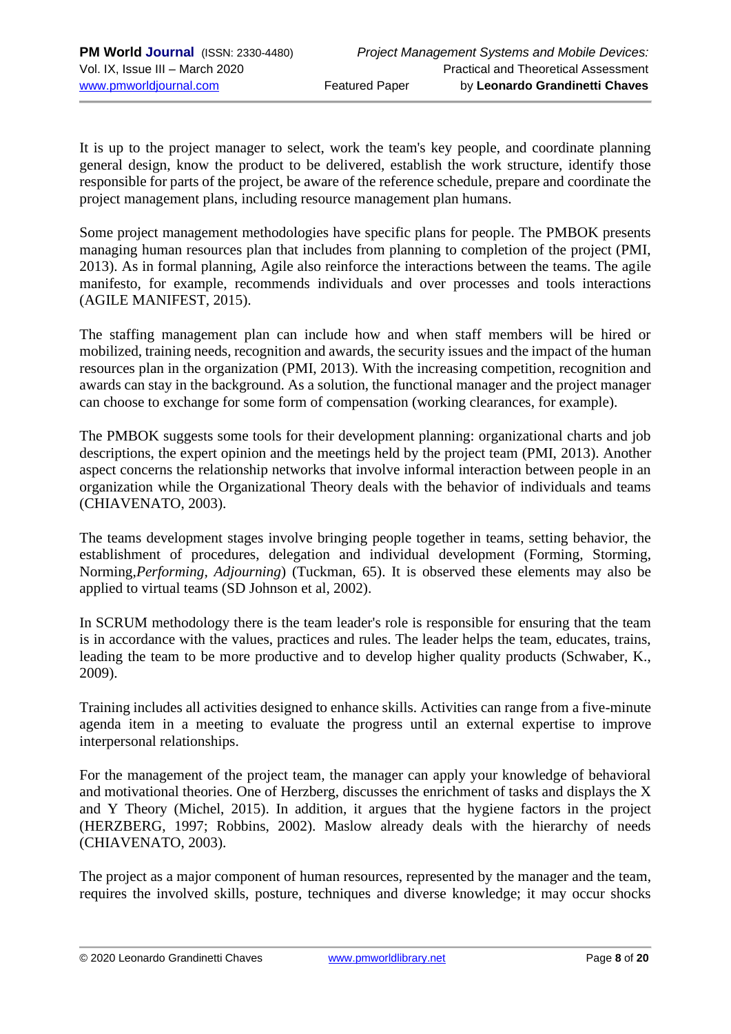It is up to the project manager to select, work the team's key people, and coordinate planning general design, know the product to be delivered, establish the work structure, identify those responsible for parts of the project, be aware of the reference schedule, prepare and coordinate the project management plans, including resource management plan humans.

Some project management methodologies have specific plans for people. The PMBOK presents managing human resources plan that includes from planning to completion of the project (PMI, 2013). As in formal planning, Agile also reinforce the interactions between the teams. The agile manifesto, for example, recommends individuals and over processes and tools interactions (AGILE MANIFEST, 2015).

The staffing management plan can include how and when staff members will be hired or mobilized, training needs, recognition and awards, the security issues and the impact of the human resources plan in the organization (PMI, 2013). With the increasing competition, recognition and awards can stay in the background. As a solution, the functional manager and the project manager can choose to exchange for some form of compensation (working clearances, for example).

The PMBOK suggests some tools for their development planning: organizational charts and job descriptions, the expert opinion and the meetings held by the project team (PMI, 2013). Another aspect concerns the relationship networks that involve informal interaction between people in an organization while the Organizational Theory deals with the behavior of individuals and teams (CHIAVENATO, 2003).

The teams development stages involve bringing people together in teams, setting behavior, the establishment of procedures, delegation and individual development (Forming, Storming, Norming,*Performing*, *Adjourning*) (Tuckman, 65). It is observed these elements may also be applied to virtual teams (SD Johnson et al, 2002).

In SCRUM methodology there is the team leader's role is responsible for ensuring that the team is in accordance with the values, practices and rules. The leader helps the team, educates, trains, leading the team to be more productive and to develop higher quality products (Schwaber, K., 2009).

Training includes all activities designed to enhance skills. Activities can range from a five-minute agenda item in a meeting to evaluate the progress until an external expertise to improve interpersonal relationships.

For the management of the project team, the manager can apply your knowledge of behavioral and motivational theories. One of Herzberg, discusses the enrichment of tasks and displays the X and Y Theory (Michel, 2015). In addition, it argues that the hygiene factors in the project (HERZBERG, 1997; Robbins, 2002). Maslow already deals with the hierarchy of needs (CHIAVENATO, 2003).

The project as a major component of human resources, represented by the manager and the team, requires the involved skills, posture, techniques and diverse knowledge; it may occur shocks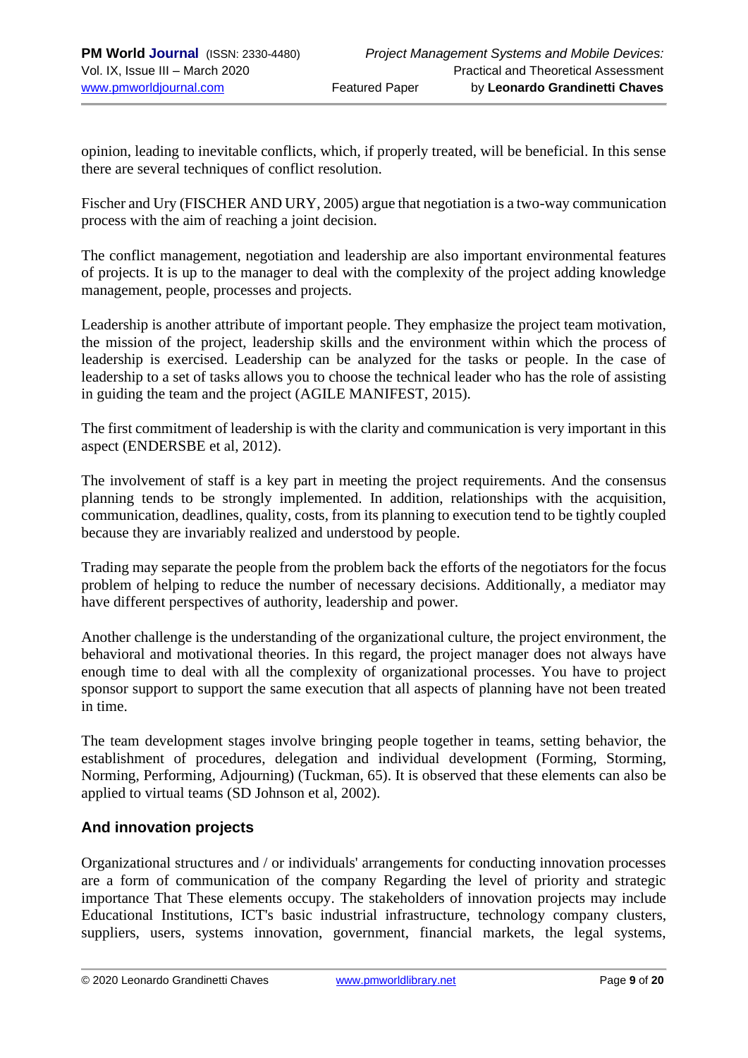opinion, leading to inevitable conflicts, which, if properly treated, will be beneficial. In this sense there are several techniques of conflict resolution.

Fischer and Ury (FISCHER AND URY, 2005) argue that negotiation is a two-way communication process with the aim of reaching a joint decision.

The conflict management, negotiation and leadership are also important environmental features of projects. It is up to the manager to deal with the complexity of the project adding knowledge management, people, processes and projects.

Leadership is another attribute of important people. They emphasize the project team motivation, the mission of the project, leadership skills and the environment within which the process of leadership is exercised. Leadership can be analyzed for the tasks or people. In the case of leadership to a set of tasks allows you to choose the technical leader who has the role of assisting in guiding the team and the project (AGILE MANIFEST, 2015).

The first commitment of leadership is with the clarity and communication is very important in this aspect (ENDERSBE et al, 2012).

The involvement of staff is a key part in meeting the project requirements. And the consensus planning tends to be strongly implemented. In addition, relationships with the acquisition, communication, deadlines, quality, costs, from its planning to execution tend to be tightly coupled because they are invariably realized and understood by people.

Trading may separate the people from the problem back the efforts of the negotiators for the focus problem of helping to reduce the number of necessary decisions. Additionally, a mediator may have different perspectives of authority, leadership and power.

Another challenge is the understanding of the organizational culture, the project environment, the behavioral and motivational theories. In this regard, the project manager does not always have enough time to deal with all the complexity of organizational processes. You have to project sponsor support to support the same execution that all aspects of planning have not been treated in time.

The team development stages involve bringing people together in teams, setting behavior, the establishment of procedures, delegation and individual development (Forming, Storming, Norming, Performing, Adjourning) (Tuckman, 65). It is observed that these elements can also be applied to virtual teams (SD Johnson et al, 2002).

## And innovation projects

Organizational structures and / or individuals' arrangements for conducting innovation processes are a form of communication of the company Regarding the level of priority and strategic importance That These elements occupy. The stakeholders of innovation projects may include Educational Institutions, ICT's basic industrial infrastructure, technology company clusters, suppliers, users, systems innovation, government, financial markets, the legal systems,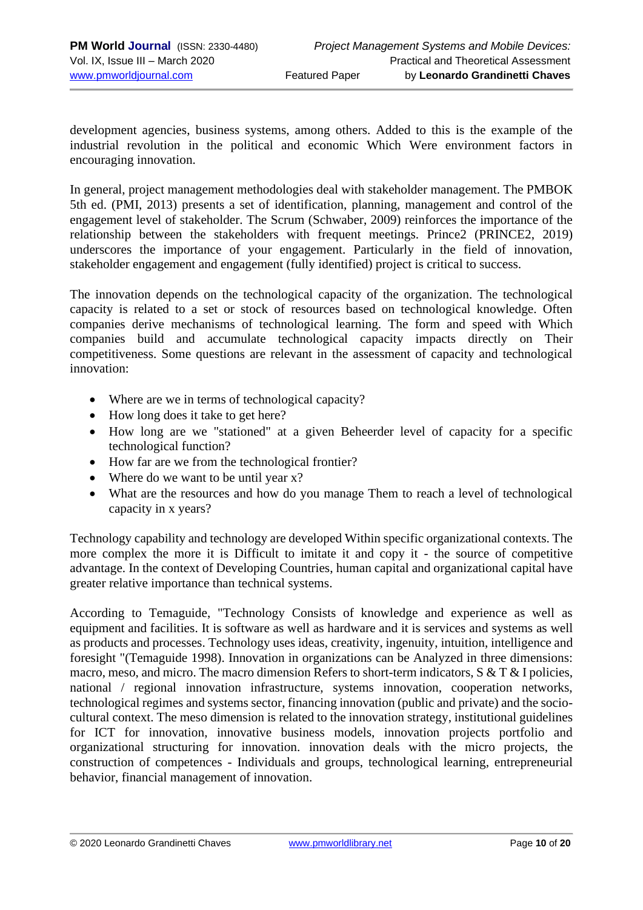development agencies, business systems, among others. Added to this is the example of the industrial revolution in the political and economic Which Were environment factors in encouraging innovation.

In general, project management methodologies deal with stakeholder management. The PMBOK 5th ed. (PMI, 2013) presents a set of identification, planning, management and control of the engagement level of stakeholder. The Scrum (Schwaber, 2009) reinforces the importance of the relationship between the stakeholders with frequent meetings. Prince2 (PRINCE2, 2019) underscores the importance of your engagement. Particularly in the field of innovation, stakeholder engagement and engagement (fully identified) project is critical to success.

The innovation depends on the technological capacity of the organization. The technological capacity is related to a set or stock of resources based on technological knowledge. Often companies derive mechanisms of technological learning. The form and speed with Which companies build and accumulate technological capacity impacts directly on Their competitiveness. Some questions are relevant in the assessment of capacity and technological innovation:

- Where are we in terms of technological capacity?
- How long does it take to get here?
- How long are we "stationed" at a given Beheerder level of capacity for a specific technological function?
- How far are we from the technological frontier?
- Where do we want to be until year x?
- What are the resources and how do you manage Them to reach a level of technological capacity in x years?

Technology capability and technology are developed Within specific organizational contexts. The more complex the more it is Difficult to imitate it and copy it - the source of competitive advantage. In the context of Developing Countries, human capital and organizational capital have greater relative importance than technical systems.

According to Temaguide, "Technology Consists of knowledge and experience as well as equipment and facilities. It is software as well as hardware and it is services and systems as well as products and processes. Technology uses ideas, creativity, ingenuity, intuition, intelligence and foresight "(Temaguide 1998). Innovation in organizations can be Analyzed in three dimensions: macro, meso, and micro. The macro dimension Refers to short-term indicators, S & T & I policies, national / regional innovation infrastructure, systems innovation, cooperation networks, technological regimes and systems sector, financing innovation (public and private) and the socio-cultural context. The meso dimension is related to the innovation strategy, institutional guidelines for ICT for innovation, innovative business models, innovation projects portfolio and organizational structuring for innovation. innovation deals with the micro projects, the construction of competences - Individuals and groups, technological learning, entrepreneurial behavior, financial management of innovation.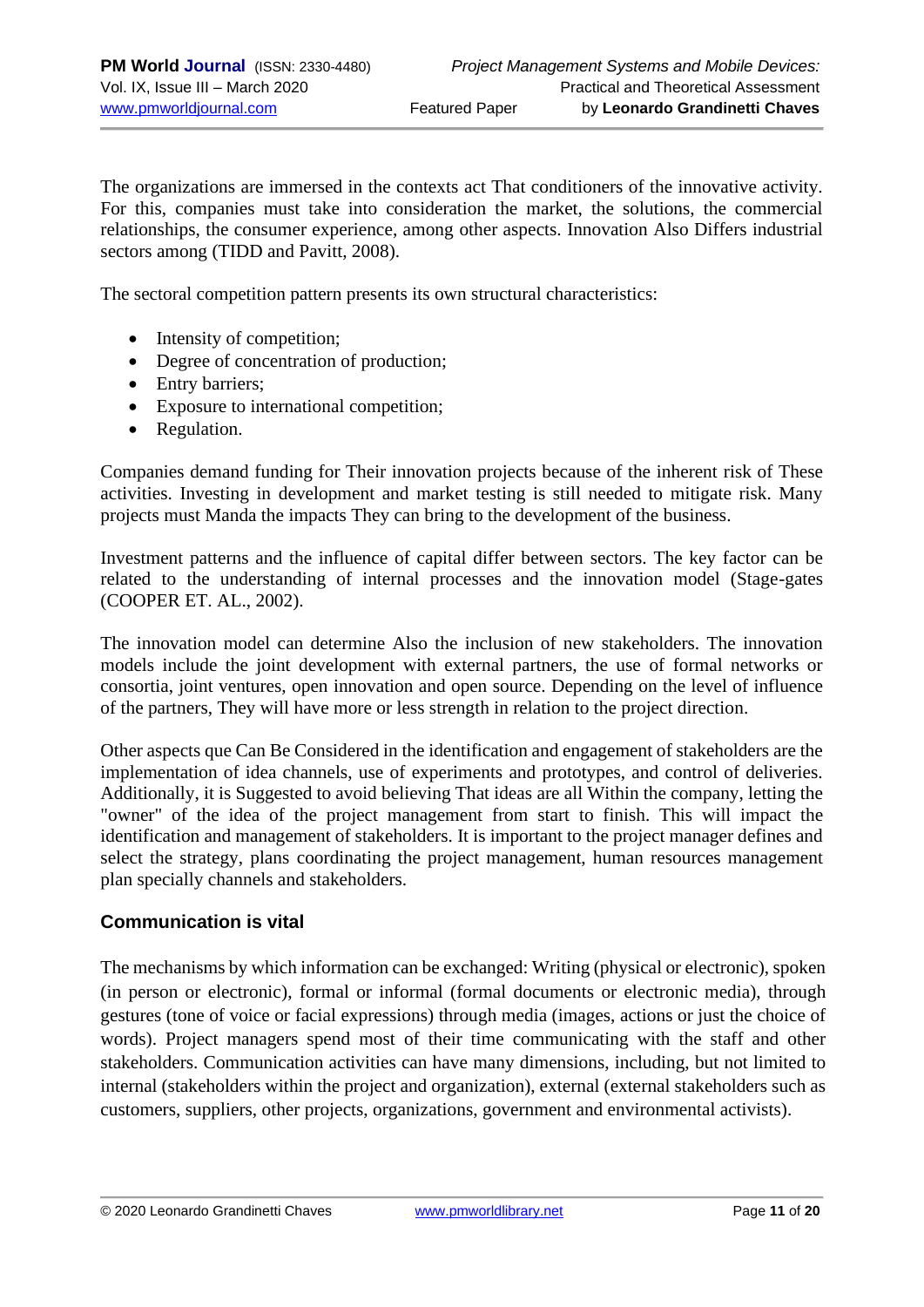The organizations are immersed in the contexts act That conditioners of the innovative activity. For this, companies must take into consideration the market, the solutions, the commercial relationships, the consumer experience, among other aspects. Innovation Also Differs industrial sectors among (TIDD and Pavitt, 2008).

The sectoral competition pattern presents its own structural characteristics:

- Intensity of competition;
- Degree of concentration of production;
- Entry barriers;
- Exposure to international competition;
- Regulation.

Companies demand funding for Their innovation projects because of the inherent risk of These activities. Investing in development and market testing is still needed to mitigate risk. Many projects must Manda the impacts They can bring to the development of the business.

Investment patterns and the influence of capital differ between sectors. The key factor can be related to the understanding of internal processes and the innovation model (Stage-gates (COOPER ET. AL., 2002).

The innovation model can determine Also the inclusion of new stakeholders. The innovation models include the joint development with external partners, the use of formal networks or consortia, joint ventures, open innovation and open source. Depending on the level of influence of the partners, They will have more or less strength in relation to the project direction.

Other aspects que Can Be Considered in the identification and engagement of stakeholders are the implementation of idea channels, use of experiments and prototypes, and control of deliveries. Additionally, it is Suggested to avoid believing That ideas are all Within the company, letting the "owner" of the idea of the project management from start to finish. This will impact the identification and management of stakeholders. It is important to the project manager defines and select the strategy, plans coordinating the project management, human resources management plan specially channels and stakeholders.

## Communication is vital

The mechanisms by which information can be exchanged: Writing (physical or electronic), spoken (in person or electronic), formal or informal (formal documents or electronic media), through gestures (tone of voice or facial expressions) through media (images, actions or just the choice of words). Project managers spend most of their time communicating with the staff and other stakeholders. Communication activities can have many dimensions, including, but not limited to internal (stakeholders within the project and organization), external (external stakeholders such as customers, suppliers, other projects, organizations, government and environmental activists).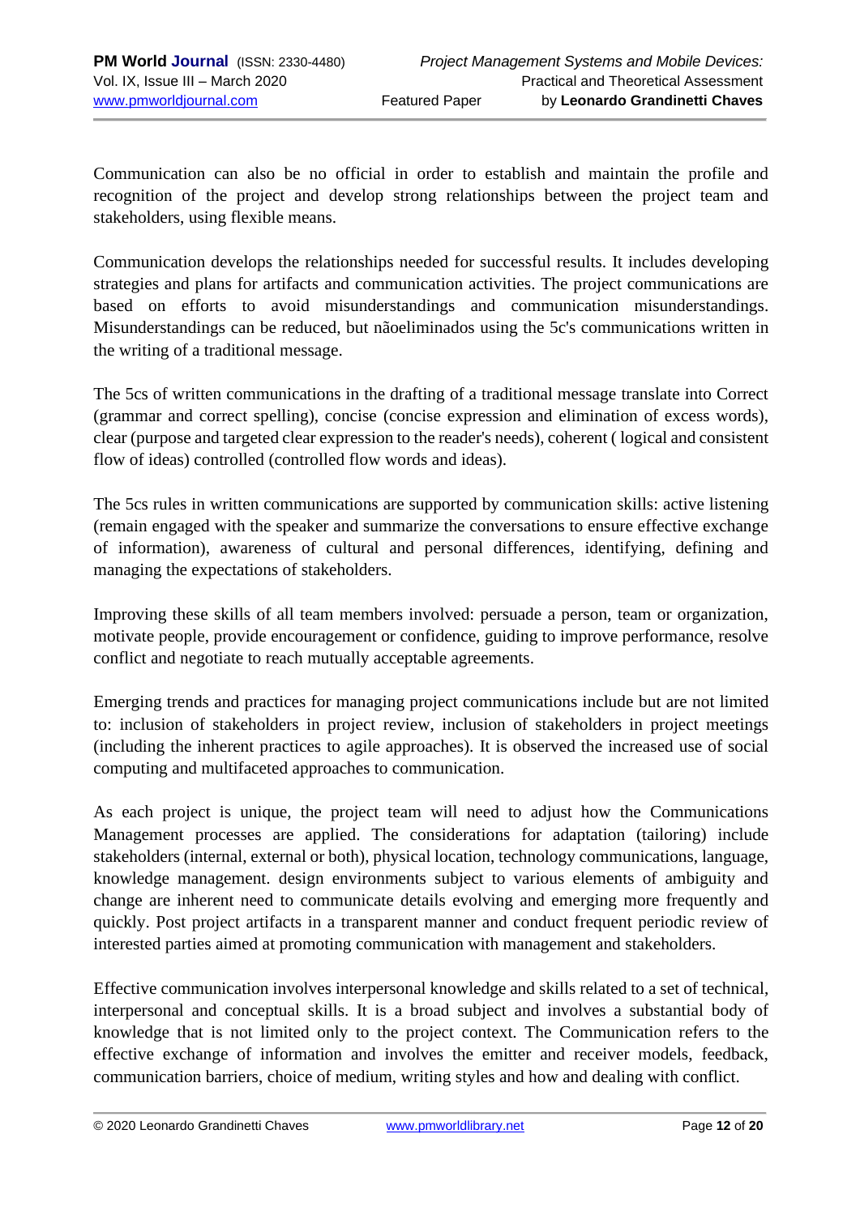Communication can also be no official in order to establish and maintain the profile and recognition of the project and develop strong relationships between the project team and stakeholders, using flexible means.

Communication develops the relationships needed for successful results. It includes developing strategies and plans for artifacts and communication activities. The project communications are based on efforts to avoid misunderstandings and communication misunderstandings. Misunderstandings can be reduced, but nãoeliminados using the 5c's communications written in the writing of a traditional message.

The 5cs of written communications in the drafting of a traditional message translate into Correct (grammar and correct spelling), concise (concise expression and elimination of excess words), clear (purpose and targeted clear expression to the reader's needs), coherent ( logical and consistent flow of ideas) controlled (controlled flow words and ideas).

The 5cs rules in written communications are supported by communication skills: active listening (remain engaged with the speaker and summarize the conversations to ensure effective exchange of information), awareness of cultural and personal differences, identifying, defining and managing the expectations of stakeholders.

Improving these skills of all team members involved: persuade a person, team or organization, motivate people, provide encouragement or confidence, guiding to improve performance, resolve conflict and negotiate to reach mutually acceptable agreements.

Emerging trends and practices for managing project communications include but are not limited to: inclusion of stakeholders in project review, inclusion of stakeholders in project meetings (including the inherent practices to agile approaches). It is observed the increased use of social computing and multifaceted approaches to communication.

As each project is unique, the project team will need to adjust how the Communications Management processes are applied. The considerations for adaptation (tailoring) include stakeholders (internal, external or both), physical location, technology communications, language, knowledge management. design environments subject to various elements of ambiguity and change are inherent need to communicate details evolving and emerging more frequently and quickly. Post project artifacts in a transparent manner and conduct frequent periodic review of interested parties aimed at promoting communication with management and stakeholders.

Effective communication involves interpersonal knowledge and skills related to a set of technical, interpersonal and conceptual skills. It is a broad subject and involves a substantial body of knowledge that is not limited only to the project context. The Communication refers to the effective exchange of information and involves the emitter and receiver models, feedback, communication barriers, choice of medium, writing styles and how and dealing with conflict.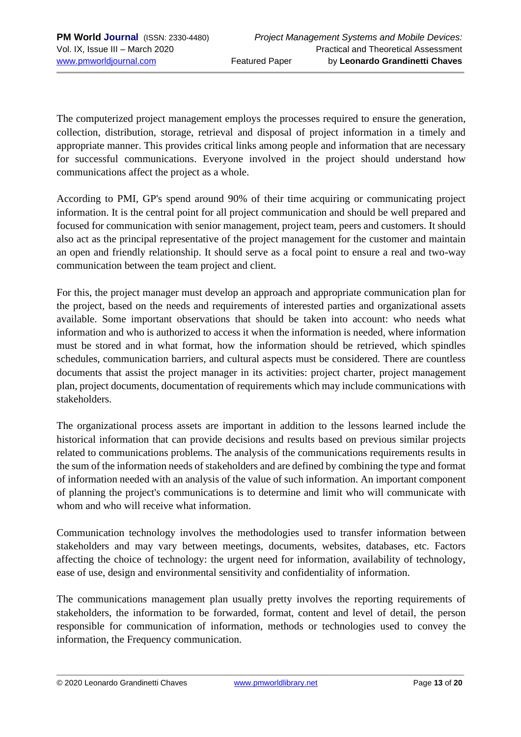The computerized project management employs the processes required to ensure the generation, collection, distribution, storage, retrieval and disposal of project information in a timely and appropriate manner. This provides critical links among people and information that are necessary for successful communications. Everyone involved in the project should understand how communications affect the project as a whole.

According to PMI, GP's spend around 90% of their time acquiring or communicating project information. It is the central point for all project communication and should be well prepared and focused for communication with senior management, project team, peers and customers. It should also act as the principal representative of the project management for the customer and maintain an open and friendly relationship. It should serve as a focal point to ensure a real and two-way communication between the team project and client.

For this, the project manager must develop an approach and appropriate communication plan for the project, based on the needs and requirements of interested parties and organizational assets available. Some important observations that should be taken into account: who needs what information and who is authorized to access it when the information is needed, where information must be stored and in what format, how the information should be retrieved, which spindles schedules, communication barriers, and cultural aspects must be considered. There are countless documents that assist the project manager in its activities: project charter, project management plan, project documents, documentation of requirements which may include communications with stakeholders.

The organizational process assets are important in addition to the lessons learned include the historical information that can provide decisions and results based on previous similar projects related to communications problems. The analysis of the communications requirements results in the sum of the information needs of stakeholders and are defined by combining the type and format of information needed with an analysis of the value of such information. An important component of planning the project's communications is to determine and limit who will communicate with whom and who will receive what information.

Communication technology involves the methodologies used to transfer information between stakeholders and may vary between meetings, documents, websites, databases, etc. Factors affecting the choice of technology: the urgent need for information, availability of technology, ease of use, design and environmental sensitivity and confidentiality of information.

The communications management plan usually pretty involves the reporting requirements of stakeholders, the information to be forwarded, format, content and level of detail, the person responsible for communication of information, methods or technologies used to convey the information, the Frequency communication.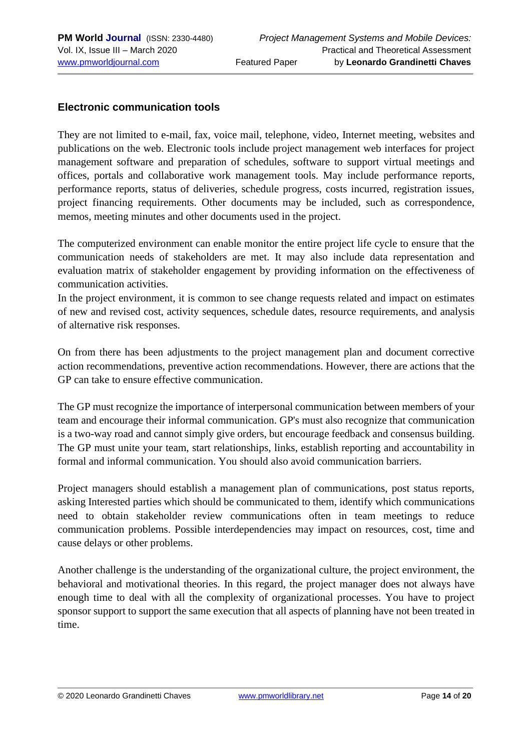### Electronic communication tools

They are not limited to e-mail, fax, voice mail, telephone, video, Internet meeting, websites and publications on the web. Electronic tools include project management web interfaces for project management software and preparation of schedules, software to support virtual meetings and offices, portals and collaborative work management tools. May include performance reports, performance reports, status of deliveries, schedule progress, costs incurred, registration issues, project financing requirements. Other documents may be included, such as correspondence, memos, meeting minutes and other documents used in the project.

The computerized environment can enable monitor the entire project life cycle to ensure that the communication needs of stakeholders are met. It may also include data representation and evaluation matrix of stakeholder engagement by providing information on the effectiveness of communication activities.

In the project environment, it is common to see change requests related and impact on estimates of new and revised cost, activity sequences, schedule dates, resource requirements, and analysis of alternative risk responses.

On from there has been adjustments to the project management plan and document corrective action recommendations, preventive action recommendations. However, there are actions that the GP can take to ensure effective communication.

The GP must recognize the importance of interpersonal communication between members of your team and encourage their informal communication. GP's must also recognize that communication is a two-way road and cannot simply give orders, but encourage feedback and consensus building. The GP must unite your team, start relationships, links, establish reporting and accountability in formal and informal communication. You should also avoid communication barriers.

Project managers should establish a management plan of communications, post status reports, asking Interested parties which should be communicated to them, identify which communications need to obtain stakeholder review communications often in team meetings to reduce communication problems. Possible interdependencies may impact on resources, cost, time and cause delays or other problems.

Another challenge is the understanding of the organizational culture, the project environment, the behavioral and motivational theories. In this regard, the project manager does not always have enough time to deal with all the complexity of organizational processes. You have to project sponsor support to support the same execution that all aspects of planning have not been treated in time.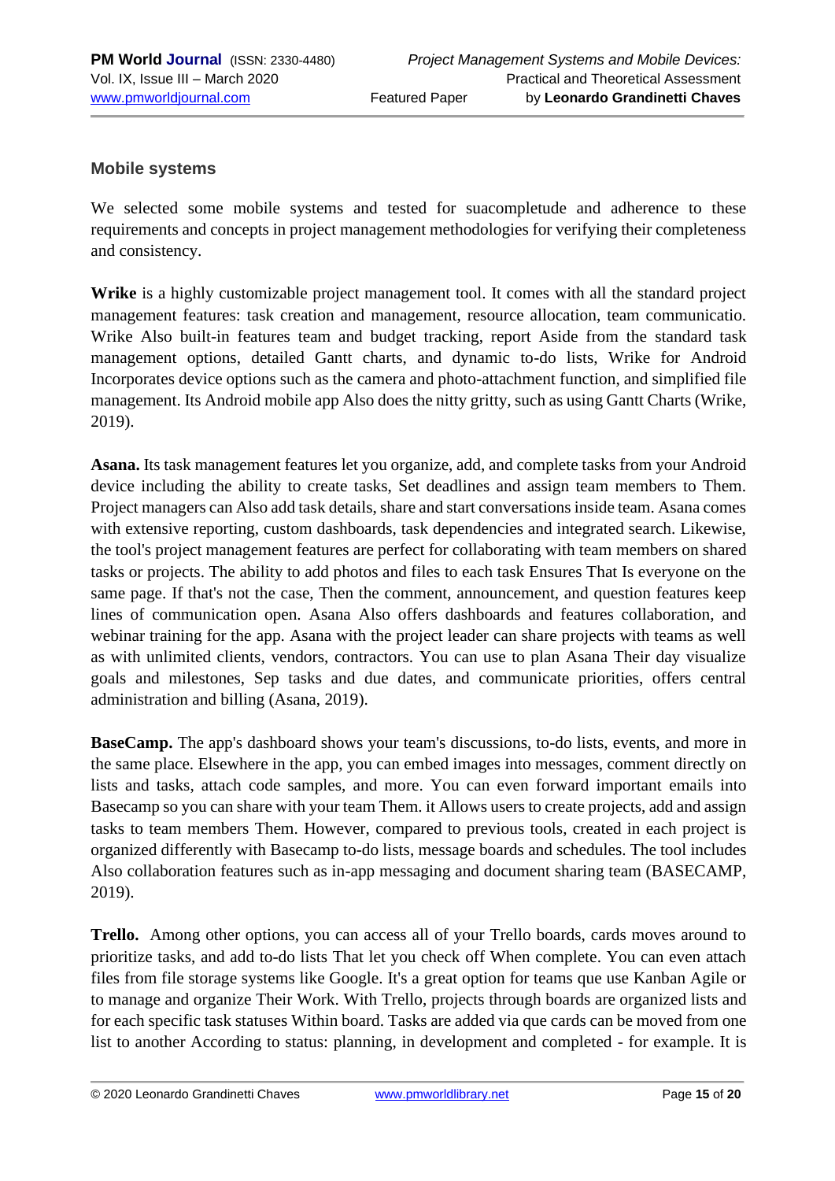## Mobile systems

We selected some mobile systems and tested for suacompletude and adherence to these requirements and concepts in project management methodologies for verifying their completeness and consistency.

**Wrike** is a highly customizable project management tool. It comes with all the standard project management features: task creation and management, resource allocation, team communicatio. Wrike Also built-in features team and budget tracking, report Aside from the standard task management options, detailed Gantt charts, and dynamic to-do lists, Wrike for Android Incorporates device options such as the camera and photo-attachment function, and simplified file management. Its Android mobile app Also does the nitty gritty, such as using Gantt Charts (Wrike, 2019).

**Asana.** Its task management features let you organize, add, and complete tasks from your Android device including the ability to create tasks, Set deadlines and assign team members to Them. Project managers can Also add task details, share and start conversations inside team. Asana comes with extensive reporting, custom dashboards, task dependencies and integrated search. Likewise, the tool's project management features are perfect for collaborating with team members on shared tasks or projects. The ability to add photos and files to each task Ensures That Is everyone on the same page. If that's not the case, Then the comment, announcement, and question features keep lines of communication open. Asana Also offers dashboards and features collaboration, and webinar training for the app. Asana with the project leader can share projects with teams as well as with unlimited clients, vendors, contractors. You can use to plan Asana Their day visualize goals and milestones, Sep tasks and due dates, and communicate priorities, offers central administration and billing (Asana, 2019).

**BaseCamp.** The app's dashboard shows your team's discussions, to-do lists, events, and more in the same place. Elsewhere in the app, you can embed images into messages, comment directly on lists and tasks, attach code samples, and more. You can even forward important emails into Basecamp so you can share with your team Them. it Allows users to create projects, add and assign tasks to team members Them. However, compared to previous tools, created in each project is organized differently with Basecamp to-do lists, message boards and schedules. The tool includes Also collaboration features such as in-app messaging and document sharing team (BASECAMP, 2019).

**Trello.** Among other options, you can access all of your Trello boards, cards moves around to prioritize tasks, and add to-do lists That let you check off When complete. You can even attach files from file storage systems like Google. It's a great option for teams que use Kanban Agile or to manage and organize Their Work. With Trello, projects through boards are organized lists and for each specific task statuses Within board. Tasks are added via que cards can be moved from one list to another According to status: planning, in development and completed - for example. It is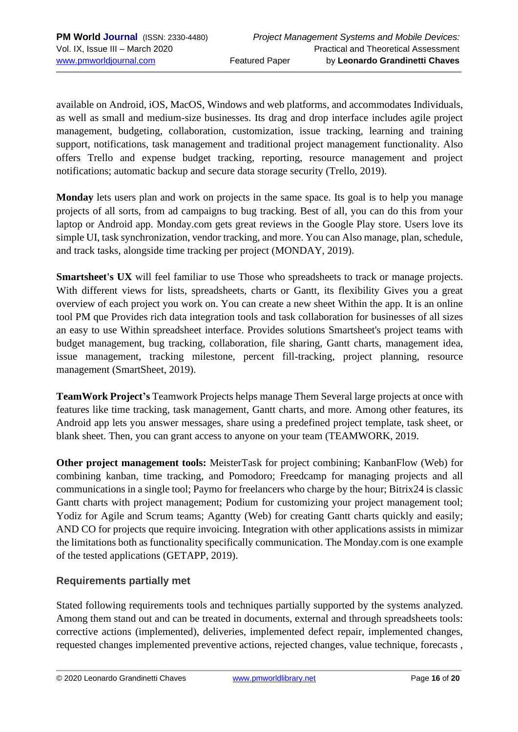available on Android, iOS, MacOS, Windows and web platforms, and accommodates Individuals, as well as small and medium-size businesses. Its drag and drop interface includes agile project management, budgeting, collaboration, customization, issue tracking, learning and training support, notifications, task management and traditional project management functionality. Also offers Trello and expense budget tracking, reporting, resource management and project notifications; automatic backup and secure data storage security (Trello, 2019).

**Monday** lets users plan and work on projects in the same space. Its goal is to help you manage projects of all sorts, from ad campaigns to bug tracking. Best of all, you can do this from your laptop or Android app. Monday.com gets great reviews in the Google Play store. Users love its simple UI, task synchronization, vendor tracking, and more. You can Also manage, plan, schedule, and track tasks, alongside time tracking per project (MONDAY, 2019).

**Smartsheet's UX** will feel familiar to use Those who spreadsheets to track or manage projects. With different views for lists, spreadsheets, charts or Gantt, its flexibility Gives you a great overview of each project you work on. You can create a new sheet Within the app. It is an online tool PM que Provides rich data integration tools and task collaboration for businesses of all sizes an easy to use Within spreadsheet interface. Provides solutions Smartsheet's project teams with budget management, bug tracking, collaboration, file sharing, Gantt charts, management idea, issue management, tracking milestone, percent fill-tracking, project planning, resource management (SmartSheet, 2019).

**TeamWork Project's** Teamwork Projects helps manage Them Several large projects at once with features like time tracking, task management, Gantt charts, and more. Among other features, its Android app lets you answer messages, share using a predefined project template, task sheet, or blank sheet. Then, you can grant access to anyone on your team (TEAMWORK, 2019.

**Other project management tools:** MeisterTask for project combining; KanbanFlow (Web) for combining kanban, time tracking, and Pomodoro; Freedcamp for managing projects and all communications in a single tool; Paymo for freelancers who charge by the hour; Bitrix24 is classic Gantt charts with project management; Podium for customizing your project management tool; Yodiz for Agile and Scrum teams; Agantty (Web) for creating Gantt charts quickly and easily; AND CO for projects que require invoicing. Integration with other applications assists in mimizar the limitations both as functionality specifically communication. The Monday.com is one example of the tested applications (GETAPP, 2019).

### Requirements partially met

Stated following requirements tools and techniques partially supported by the systems analyzed. Among them stand out and can be treated in documents, external and through spreadsheets tools: corrective actions (implemented), deliveries, implemented defect repair, implemented changes, requested changes implemented preventive actions, rejected changes, value technique, forecasts ,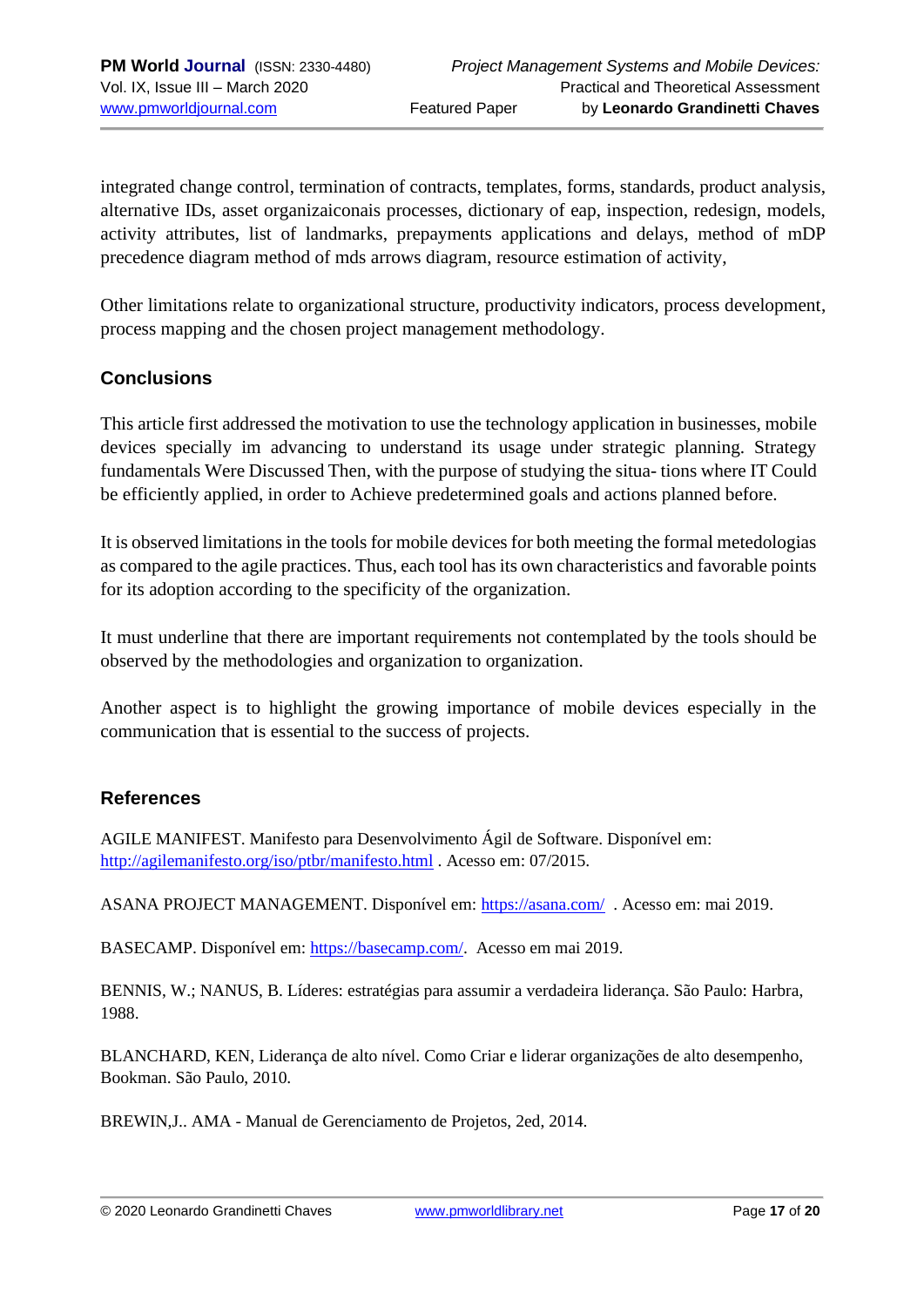integrated change control, termination of contracts, templates, forms, standards, product analysis, alternative IDs, asset organizaiconais processes, dictionary of eap, inspection, redesign, models, activity attributes, list of landmarks, prepayments applications and delays, method of mDP precedence diagram method of mds arrows diagram, resource estimation of activity,

Other limitations relate to organizational structure, productivity indicators, process development, process mapping and the chosen project management methodology.

## Conclusions

This article first addressed the motivation to use the technology application in businesses, mobile devices specially im advancing to understand its usage under strategic planning. Strategy fundamentals Were Discussed Then, with the purpose of studying the situa- tions where IT Could be efficiently applied, in order to Achieve predetermined goals and actions planned before.

It is observed limitations in the tools for mobile devices for both meeting the formal metedologias as compared to the agile practices. Thus, each tool has its own characteristics and favorable points for its adoption according to the specificity of the organization.

It must underline that there are important requirements not contemplated by the tools should be observed by the methodologies and organization to organization.

Another aspect is to highlight the growing importance of mobile devices especially in the communication that is essential to the success of projects.

## References

AGILE MANIFEST. Manifesto para Desenvolvimento Ágil de Software. Disponível em: http://agilemanifesto.org/iso/ptbr/manifesto.html . Acesso em: 07/2015.

ASANA PROJECT MANAGEMENT. Disponível em: https://asana.com/ . Acesso em: mai 2019.

BASECAMP. Disponível em: https://basecamp.com/. Acesso em mai 2019.

BENNIS, W.; NANUS, B. Líderes: estratégias para assumir a verdadeira liderança. São Paulo: Harbra, 1988.

BLANCHARD, KEN, Liderança de alto nível. Como Criar e liderar organizações de alto desempenho, Bookman. São Paulo, 2010.

BREWIN,J.. AMA - Manual de Gerenciamento de Projetos, 2ed, 2014.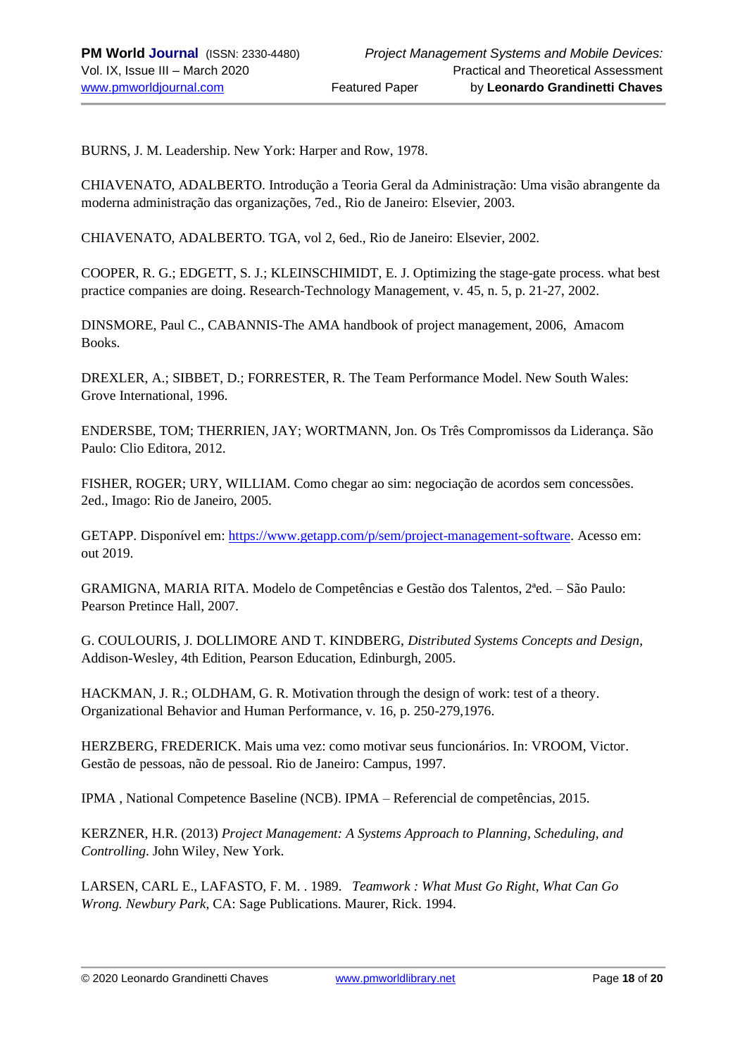BURNS, J. M. Leadership. New York: Harper and Row, 1978.

CHIAVENATO, ADALBERTO. Introdução a Teoria Geral da Administração: Uma visão abrangente da moderna administração das organizações, 7ed., Rio de Janeiro: Elsevier, 2003.

CHIAVENATO, ADALBERTO. TGA, vol 2, 6ed., Rio de Janeiro: Elsevier, 2002.

COOPER, R. G.; EDGETT, S. J.; KLEINSCHIMIDT, E. J. Optimizing the stage-gate process. what best practice companies are doing. Research-Technology Management, v. 45, n. 5, p. 21-27, 2002.

DINSMORE, Paul C., CABANNIS-The AMA handbook of project management, 2006, Amacom Books.

DREXLER, A.; SIBBET, D.; FORRESTER, R. The Team Performance Model. New South Wales: Grove International, 1996.

ENDERSBE, TOM; THERRIEN, JAY; WORTMANN, Jon. Os Três Compromissos da Liderança. São Paulo: Clio Editora, 2012.

FISHER, ROGER; URY, WILLIAM. Como chegar ao sim: negociação de acordos sem concessões. 2ed., Imago: Rio de Janeiro, 2005.

GETAPP. Disponível em: https://www.getapp.com/p/sem/project-management-software. Acesso em: out 2019.

GRAMIGNA, MARIA RITA. Modelo de Competências e Gestão dos Talentos, 2ªed. – São Paulo: Pearson Pretince Hall, 2007.

G. COULOURIS, J. DOLLIMORE AND T. KINDBERG, *Distributed Systems Concepts and Design*, Addison-Wesley, 4th Edition, Pearson Education, Edinburgh, 2005.

HACKMAN, J. R.; OLDHAM, G. R. Motivation through the design of work: test of a theory. Organizational Behavior and Human Performance, v. 16, p. 250-279,1976.

HERZBERG, FREDERICK. Mais uma vez: como motivar seus funcionários. In: VROOM, Victor. Gestão de pessoas, não de pessoal. Rio de Janeiro: Campus, 1997.

IPMA , National Competence Baseline (NCB). IPMA – Referencial de competências, 2015.

KERZNER, H.R. (2013) *Project Management: A Systems Approach to Planning, Scheduling, and Controlling*. John Wiley, New York.

LARSEN, CARL E., LAFASTO, F. M. . 1989. *Teamwork : What Must Go Right, What Can Go Wrong. Newbury Park*, CA: Sage Publications. Maurer, Rick. 1994.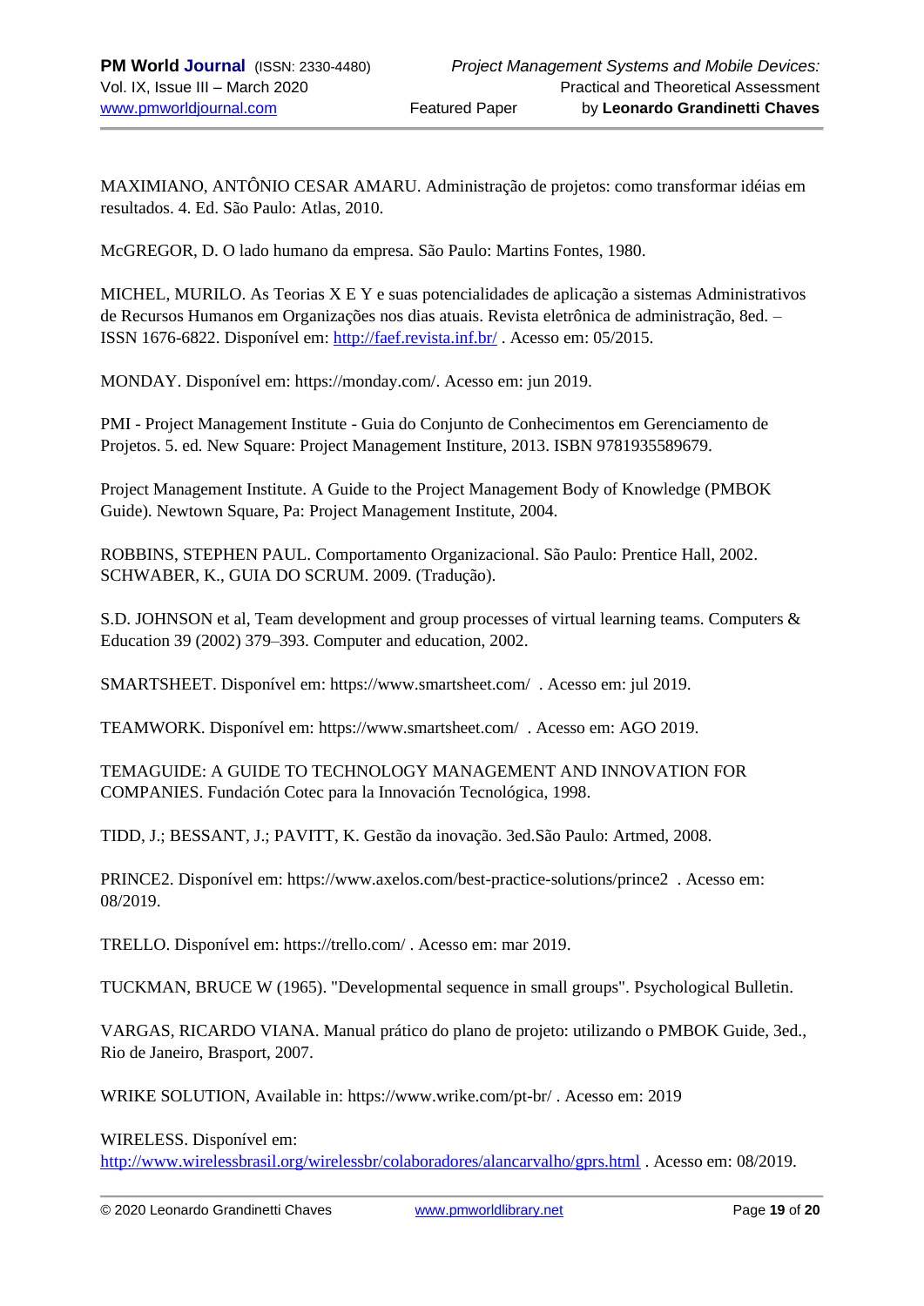MAXIMIANO, ANTÔNIO CESAR AMARU. Administração de projetos: como transformar idéias em resultados. 4. Ed. São Paulo: Atlas, 2010.

McGREGOR, D. O lado humano da empresa. São Paulo: Martins Fontes, 1980.

MICHEL, MURILO. As Teorias X E Y e suas potencialidades de aplicação a sistemas Administrativos de Recursos Humanos em Organizações nos dias atuais. Revista eletrônica de administração, 8ed. – ISSN 1676-6822. Disponível em: http://faef.revista.inf.br/ . Acesso em: 05/2015.

MONDAY. Disponível em: https://monday.com/. Acesso em: jun 2019.

PMI - Project Management Institute - Guia do Conjunto de Conhecimentos em Gerenciamento de Projetos. 5. ed. New Square: Project Management Institure, 2013. ISBN 9781935589679.

Project Management Institute. A Guide to the Project Management Body of Knowledge (PMBOK Guide). Newtown Square, Pa: Project Management Institute, 2004.

ROBBINS, STEPHEN PAUL. Comportamento Organizacional. São Paulo: Prentice Hall, 2002.
SCHWABER, K., GUIA DO SCRUM. 2009. (Tradução).

S.D. JOHNSON et al, Team development and group processes of virtual learning teams. Computers & Education 39 (2002) 379–393. Computer and education, 2002.

SMARTSHEET. Disponível em: https://www.smartsheet.com/ . Acesso em: jul 2019.

TEAMWORK. Disponível em: https://www.smartsheet.com/ . Acesso em: AGO 2019.

TEMAGUIDE: A GUIDE TO TECHNOLOGY MANAGEMENT AND INNOVATION FOR COMPANIES. Fundación Cotec para la Innovación Tecnológica, 1998.

TIDD, J.; BESSANT, J.; PAVITT, K. Gestão da inovação. 3ed.São Paulo: Artmed, 2008.

PRINCE2. Disponível em: https://www.axelos.com/best-practice-solutions/prince2 . Acesso em: 08/2019.

TRELLO. Disponível em: https://trello.com/ . Acesso em: mar 2019.

TUCKMAN, BRUCE W (1965). "Developmental sequence in small groups". Psychological Bulletin.

VARGAS, RICARDO VIANA. Manual prático do plano de projeto: utilizando o PMBOK Guide, 3ed., Rio de Janeiro, Brasport, 2007.

WRIKE SOLUTION, Available in: https://www.wrike.com/pt-br/ . Acesso em: 2019

WIRELESS. Disponível em: http://www.wirelessbrasil.org/wirelessbr/colaboradores/alancarvalho/gprs.html . Acesso em: 08/2019.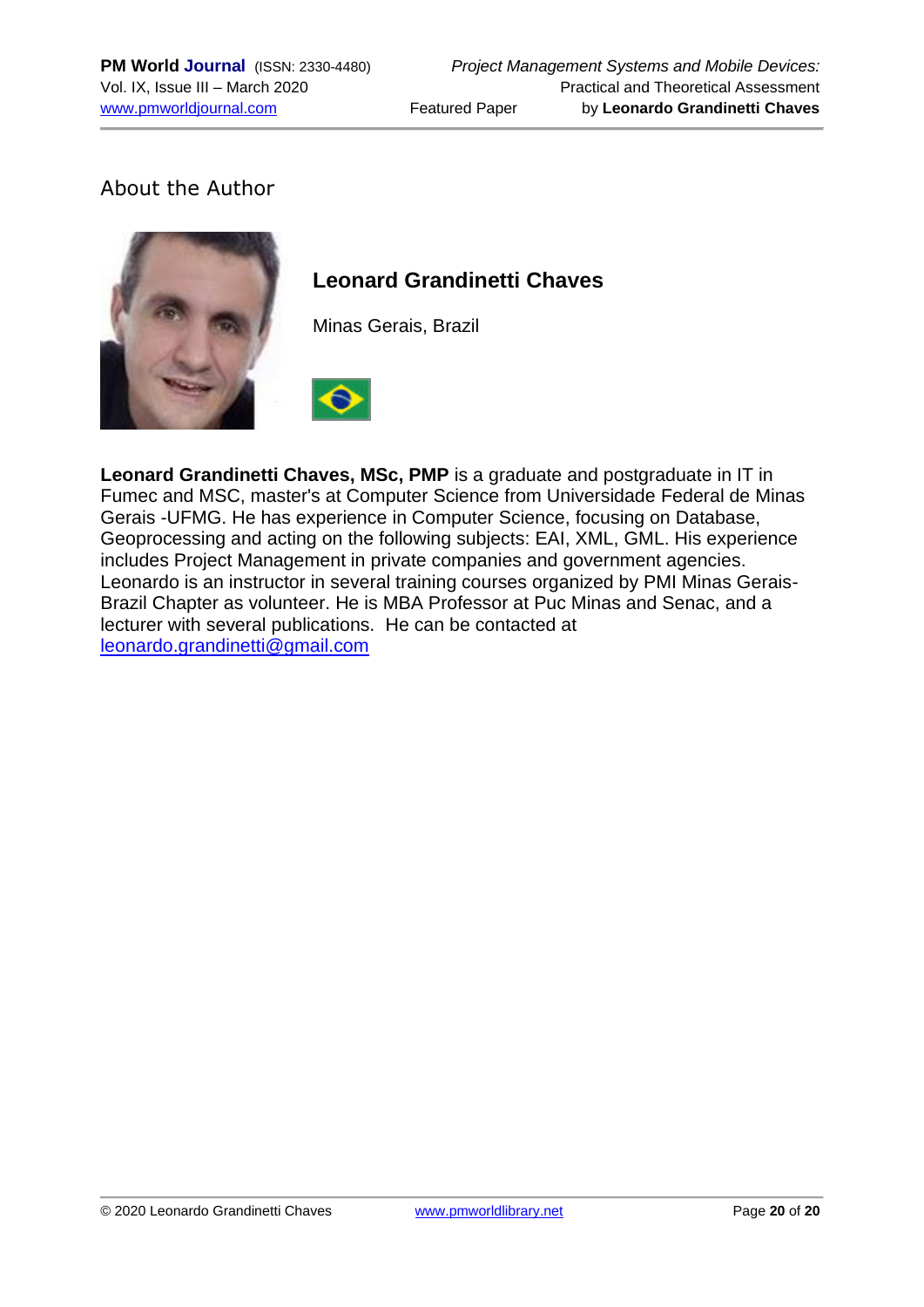## About the Author

### Leonard Grandinetti Chaves

Minas Gerais, Brazil

**Leonard Grandinetti Chaves, MSc, PMP** is a graduate and postgraduate in IT in Fumec and MSC, master's at Computer Science from Universidade Federal de Minas Gerais -UFMG. He has experience in Computer Science, focusing on Database, Geoprocessing and acting on the following subjects: EAI, XML, GML. His experience includes Project Management in private companies and government agencies. Leonardo is an instructor in several training courses organized by PMI Minas Gerais-Brazil Chapter as volunteer. He is MBA Professor at Puc Minas and Senac, and a lecturer with several publications. He can be contacted at leonardo.grandinetti@gmail.com